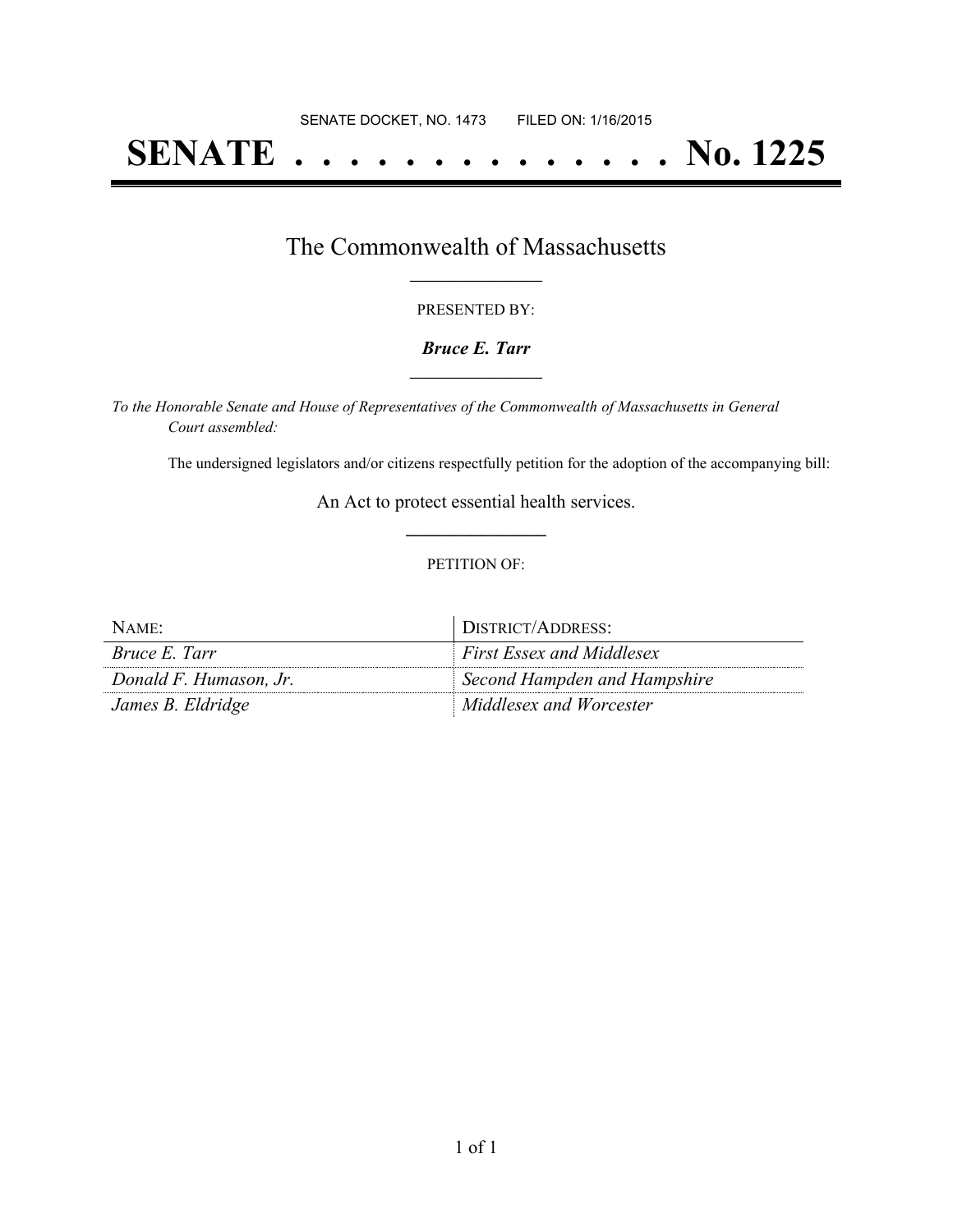SENATE DOCKET, NO. 1473        FILED ON: 1/16/2015

# SENATE . . . . . . . . . . . . . . No. 1225

## The Commonwealth of Massachusetts

PRESENTED BY:

***Bruce E. Tarr***

*To the Honorable Senate and House of Representatives of the Commonwealth of Massachusetts in General Court assembled:*

The undersigned legislators and/or citizens respectfully petition for the adoption of the accompanying bill:

An Act to protect essential health services.

PETITION OF:

| NAME: | DISTRICT/ADDRESS: |
| --- | --- |
| *Bruce E. Tarr* | *First Essex and Middlesex* |
| *Donald F. Humason, Jr.* | *Second Hampden and Hampshire* |
| *James B. Eldridge* | *Middlesex and Worcester* |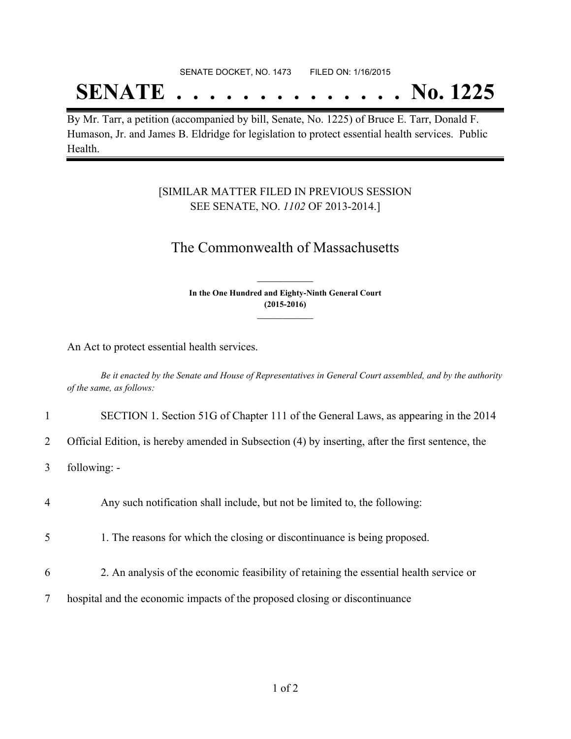SENATE DOCKET, NO. 1473        FILED ON: 1/16/2015

# SENATE . . . . . . . . . . . . . . No. 1225

By Mr. Tarr, a petition (accompanied by bill, Senate, No. 1225) of Bruce E. Tarr, Donald F. Humason, Jr. and James B. Eldridge for legislation to protect essential health services. Public Health.

[SIMILAR MATTER FILED IN PREVIOUS SESSION
SEE SENATE, NO. *1102* OF 2013-2014.]

## The Commonwealth of Massachusetts

**In the One Hundred and Eighty-Ninth General Court
(2015-2016)**

An Act to protect essential health services.

*Be it enacted by the Senate and House of Representatives in General Court assembled, and by the authority of the same, as follows:*

1 SECTION 1. Section 51G of Chapter 111 of the General Laws, as appearing in the 2014
2 Official Edition, is hereby amended in Subsection (4) by inserting, after the first sentence, the
3 following: -

4 Any such notification shall include, but not be limited to, the following:

5 1. The reasons for which the closing or discontinuance is being proposed.

6 2. An analysis of the economic feasibility of retaining the essential health service or
7 hospital and the economic impacts of the proposed closing or discontinuance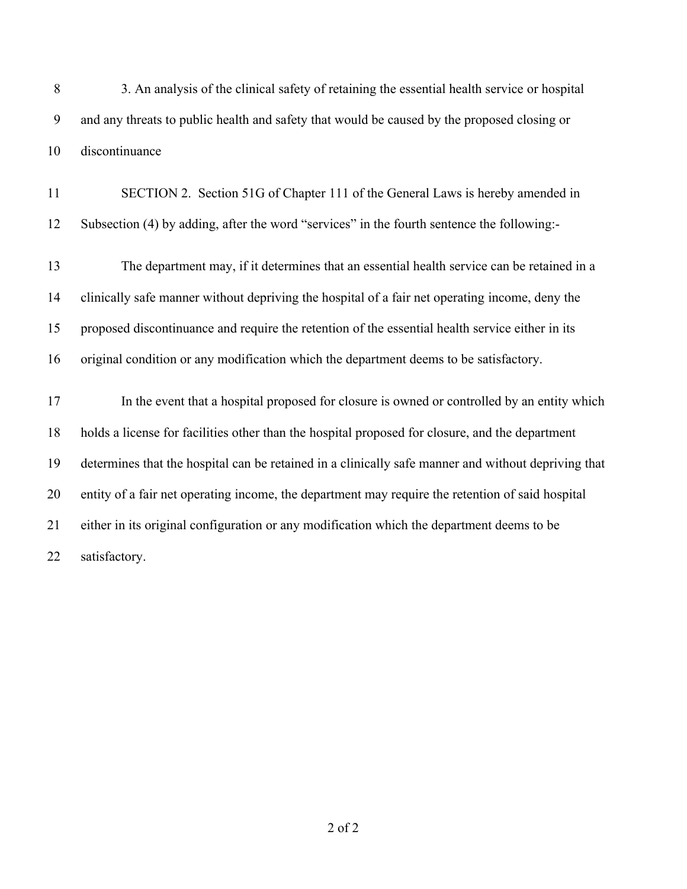3. An analysis of the clinical safety of retaining the essential health service or hospital and any threats to public health and safety that would be caused by the proposed closing or discontinuance

SECTION 2. Section 51G of Chapter 111 of the General Laws is hereby amended in Subsection (4) by adding, after the word “services” in the fourth sentence the following:-

The department may, if it determines that an essential health service can be retained in a clinically safe manner without depriving the hospital of a fair net operating income, deny the proposed discontinuance and require the retention of the essential health service either in its original condition or any modification which the department deems to be satisfactory.

In the event that a hospital proposed for closure is owned or controlled by an entity which holds a license for facilities other than the hospital proposed for closure, and the department determines that the hospital can be retained in a clinically safe manner and without depriving that entity of a fair net operating income, the department may require the retention of said hospital either in its original configuration or any modification which the department deems to be satisfactory.